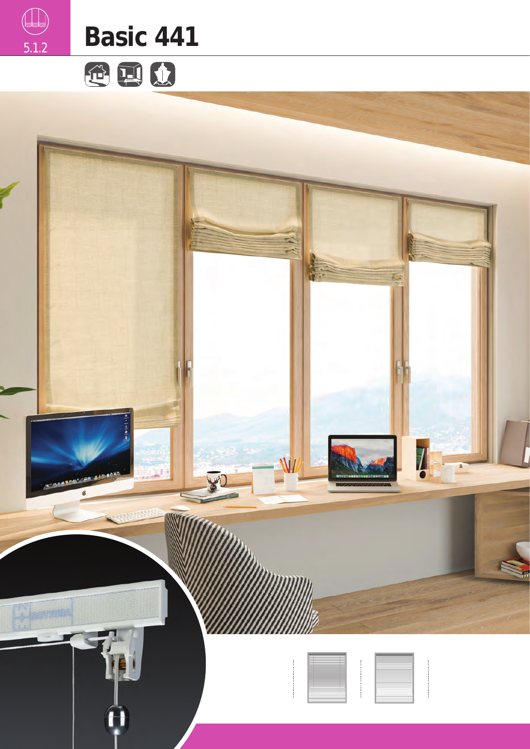5.1.2

# Basic 441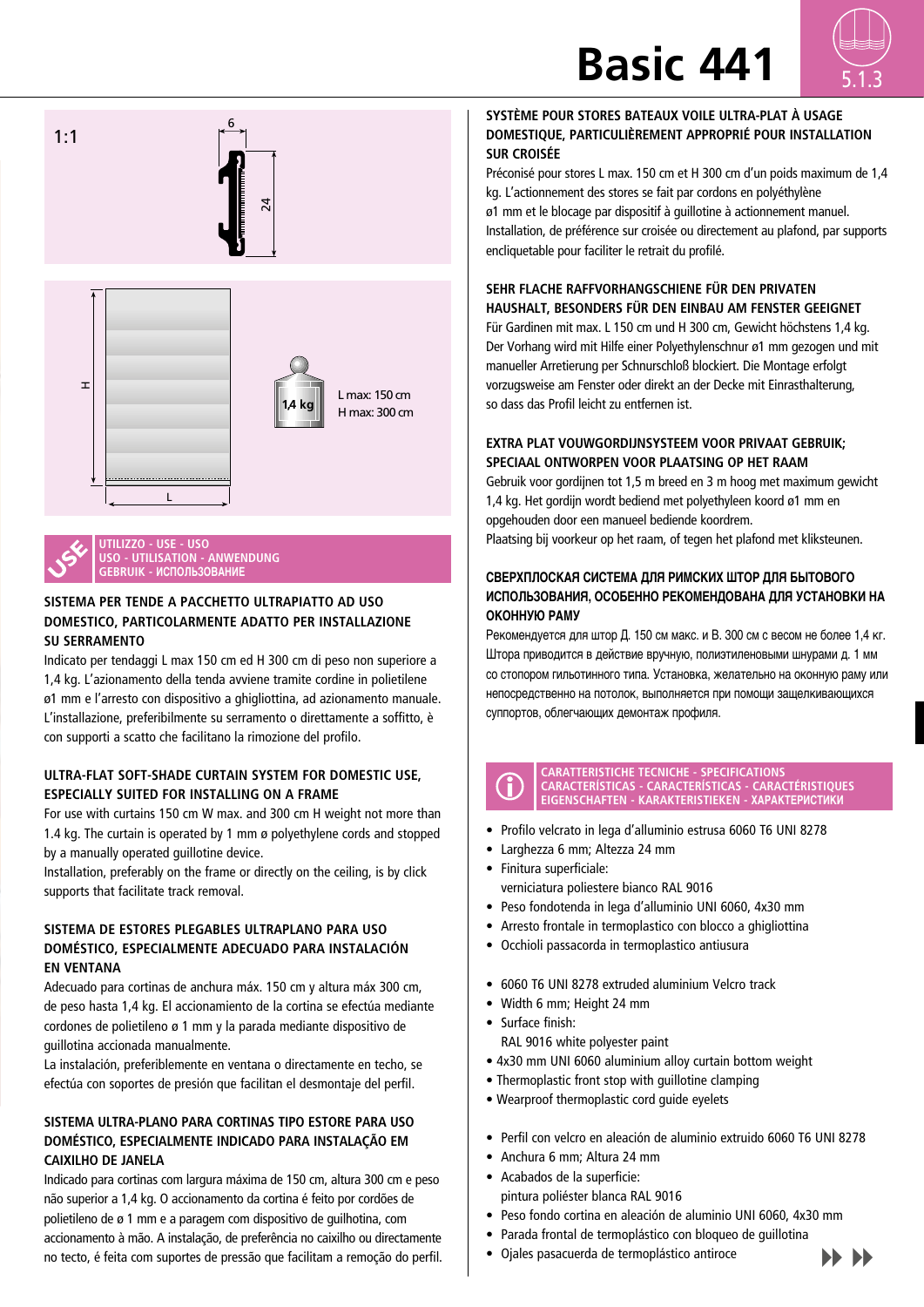# Basic 441

5.1.3

1:1

6

24

H

L

1,4 kg

L max: 150 cm
H max: 300 cm

USE

UTILIZZO - USE - USO
USO - UTILISATION - ANWENDUNG
GEBRUIK - ИСПОЛЬЗОВАНИЕ

**SISTEMA PER TENDE A PACCHETTO ULTRAPIATTO AD USO DOMESTICO, PARTICOLARMENTE ADATTO PER INSTALLAZIONE SU SERRAMENTO**

Indicato per tendaggi L max 150 cm ed H 300 cm di peso non superiore a 1,4 kg. L'azionamento della tenda avviene tramite cordine in polietilene ø1 mm e l'arresto con dispositivo a ghigliottina, ad azionamento manuale. L'installazione, preferibilmente su serramento o direttamente a soffitto, è con supporti a scatto che facilitano la rimozione del profilo.

**ULTRA-FLAT SOFT-SHADE CURTAIN SYSTEM FOR DOMESTIC USE, ESPECIALLY SUITED FOR INSTALLING ON A FRAME**

For use with curtains 150 cm W max. and 300 cm H weight not more than 1.4 kg. The curtain is operated by 1 mm ø polyethylene cords and stopped by a manually operated guillotine device.
Installation, preferably on the frame or directly on the ceiling, is by click supports that facilitate track removal.

**SISTEMA DE ESTORES PLEGABLES ULTRAPLANO PARA USO DOMÉSTICO, ESPECIALMENTE ADECUADO PARA INSTALACIÓN EN VENTANA**

Adecuado para cortinas de anchura máx. 150 cm y altura máx 300 cm, de peso hasta 1,4 kg. El accionamiento de la cortina se efectúa mediante cordones de polietileno ø 1 mm y la parada mediante dispositivo de guillotina accionada manualmente.
La instalación, preferiblemente en ventana o directamente en techo, se efectúa con soportes de presión que facilitan el desmontaje del perfil.

**SISTEMA ULTRA-PLANO PARA CORTINAS TIPO ESTORE PARA USO DOMÉSTICO, ESPECIALMENTE INDICADO PARA INSTALAÇÃO EM CAIXILHO DE JANELA**

Indicado para cortinas com largura máxima de 150 cm, altura 300 cm e peso não superior a 1,4 kg. O accionamento da cortina é feito por cordões de polietileno de ø 1 mm e a paragem com dispositivo de guilhotina, com accionamento à mão. A instalação, de preferência no caixilho ou directamente no tecto, é feita com suportes de pressão que facilitam a remoção do perfil.

**SYSTÈME POUR STORES BATEAUX VOILE ULTRA-PLAT À USAGE DOMESTIQUE, PARTICULIÈREMENT APPROPRIÉ POUR INSTALLATION SUR CROISÉE**

Préconisé pour stores L max. 150 cm et H 300 cm d'un poids maximum de 1,4 kg. L'actionnement des stores se fait par cordons en polyéthylène ø1 mm et le blocage par dispositif à guillotine à actionnement manuel. Installation, de préférence sur croisée ou directement au plafond, par supports encliquetable pour faciliter le retrait du profilé.

**SEHR FLACHE RAFFVORHANGSCHIENE FÜR DEN PRIVATEN HAUSHALT, BESONDERS FÜR DEN EINBAU AM FENSTER GEEIGNET**

Für Gardinen mit max. L 150 cm und H 300 cm, Gewicht höchstens 1,4 kg. Der Vorhang wird mit Hilfe einer Polyethylenschnur ø1 mm gezogen und mit manueller Arretierung per Schnurschloß blockiert. Die Montage erfolgt vorzugsweise am Fenster oder direkt an der Decke mit Einrasthalterung, so dass das Profil leicht zu entfernen ist.

**EXTRA PLAT VOUWGORDIJNSYSTEEM VOOR PRIVAAT GEBRUIK; SPECIAAL ONTWORPEN VOOR PLAATSING OP HET RAAM**

Gebruik voor gordijnen tot 1,5 m breed en 3 m hoog met maximum gewicht 1,4 kg. Het gordijn wordt bediend met polyethyleen koord ø1 mm en opgehouden door een manueel bediende koordrem.
Plaatsing bij voorkeur op het raam, of tegen het plafond met kliksteunen.

**СВЕРХПЛОСКАЯ СИСТЕМА ДЛЯ РИМСКИХ ШТОР ДЛЯ БЫТОВОГО ИСПОЛЬЗОВАНИЯ, ОСОБЕННО РЕКОМЕНДОВАНА ДЛЯ УСТАНОВКИ НА ОКОННУЮ РАМУ**

Рекомендуется для штор Д. 150 см макс. и В. 300 см с весом не более 1,4 кг. Штора приводится в действие вручную, полиэтиленовыми шнурами д. 1 мм со стопором гильотинного типа. Установка, желательно на оконную раму или непосредственно на потолок, выполняется при помощи защелкивающихся суппортов, облегчающих демонтаж профиля.

CARATTERISTICHE TECNICHE - SPECIFICATIONS
CARACTERÍSTICAS - CARACTERÍSTICAS - CARACTÉRISTIQUES
EIGENSCHAFTEN - KARAKTERISTIEKEN - ХАРАКТЕРИСТИКИ

- Profilo velcrato in lega d'alluminio estrusa 6060 T6 UNI 8278
- Larghezza 6 mm; Altezza 24 mm
- Finitura superficiale:
  verniciatura poliestere bianco RAL 9016
- Peso fondotenda in lega d'alluminio UNI 6060, 4x30 mm
- Arresto frontale in termoplastico con blocco a ghigliottina
- Occhioli passacorda in termoplastico antiusura

- 6060 T6 UNI 8278 extruded aluminium Velcro track
- Width 6 mm; Height 24 mm
- Surface finish:
  RAL 9016 white polyester paint
- 4x30 mm UNI 6060 aluminium alloy curtain bottom weight
- Thermoplastic front stop with guillotine clamping
- Wearproof thermoplastic cord guide eyelets

- Perfil con velcro en aleación de aluminio extruido 6060 T6 UNI 8278
- Anchura 6 mm; Altura 24 mm
- Acabados de la superficie:
  pintura poliéster blanca RAL 9016
- Peso fondo cortina en aleación de aluminio UNI 6060, 4x30 mm
- Parada frontal de termoplástico con bloqueo de guillotina
- Ojales pasacuerda de termoplástico antiroce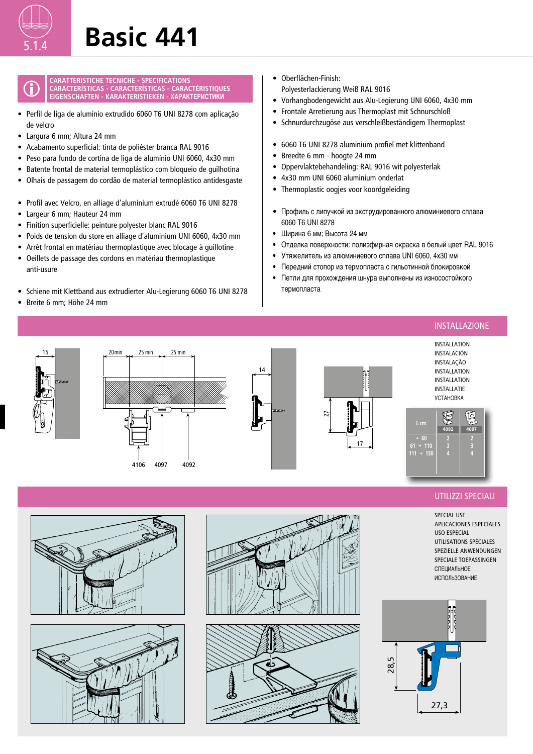# Basic 441

5.1.4

## CARATTERISTICHE TECNICHE - SPECIFICATIONS
## CARACTERÍSTICAS - CARACTERÍSTICAS - CARACTÉRISTIQUES
## EIGENSCHAFTEN - KARAKTERISTIEKEN - ХАРАКТЕРИСТИКИ

- Perfil de liga de alumínio extrudido 6060 T6 UNI 8278 com aplicação de velcro
- Largura 6 mm; Altura 24 mm
- Acabamento superficial: tinta de poliéster branca RAL 9016
- Peso para fundo de cortina de liga de alumínio UNI 6060, 4x30 mm
- Batente frontal de material termoplástico com bloqueio de guilhotina
- Olhais de passagem do cordão de material termoplástico antidesgaste

- Profil avec Velcro, en alliage d'aluminium extrudé 6060 T6 UNI 8278
- Largeur 6 mm; Hauteur 24 mm
- Finition superficielle: peinture polyester blanc RAL 9016
- Poids de tension du store en alliage d'aluminium UNI 6060, 4x30 mm
- Arrêt frontal en matériau thermoplastique avec blocage à guillotine
- Oeillets de passage des cordons en matériau thermoplastique anti-usure

- Schiene mit Klettband aus extrudierter Alu-Legierung 6060 T6 UNI 8278
- Breite 6 mm; Höhe 24 mm
- Oberflächen-Finish: Polyesterlackierung Weiß RAL 9016
- Vorhangbodengewicht aus Alu-Legierung UNI 6060, 4x30 mm
- Frontale Arretierung aus Thermoplast mit Schnurschloß
- Schnurdurchzugöse aus verschleißbeständigem Thermoplast

- 6060 T6 UNI 8278 aluminium profiel met klittenband
- Breedte 6 mm - hoogte 24 mm
- Oppervlaktebehandeling: RAL 9016 wit polyesterlak
- 4x30 mm UNI 6060 aluminium onderlat
- Thermoplastic oogjes voor koordgeleiding

- Профиль с липучкой из экструдированного алюминиевого сплава 6060 T6 UNI 8278
- Ширина 6 мм; Высота 24 мм
- Отделка поверхности: полиэфирная окраска в белый цвет RAL 9016
- Утяжелитель из алюминиевого сплава UNI 6060, 4x30 мм
- Передний стопор из термопласта с гильотинной блокировкой
- Петли для прохождения шнура выполнены из износостойкого термопласта

## INSTALLAZIONE

INSTALLATION
INSTALACIÓN
INSTALAÇÃO
INSTALLATION
INSTALLATION
INSTALLATIE
УСТАНОВКА

15 — 20 min — 25 min — 25 min — 14 — 27 — 17

4106 — 4097 — 4092

| L cm | 4092 | 4097 |
|---|---|---|
| → 60 | 2 | 2 |
| 61 → 110 | 3 | 3 |
| 111 → 150 | 4 | 4 |

## UTILIZZI SPECIALI

SPECIAL USE
APLICACIONES ESPECIALES
USO ESPECIAL
UTILISATIONS SPÉCIALES
SPEZIELLE ANWENDUNGEN
SPECIALE TOEPASSINGEN
СПЕЦИАЛЬНОЕ ИСПОЛЬЗОВАНИЕ

28,5 — 27,3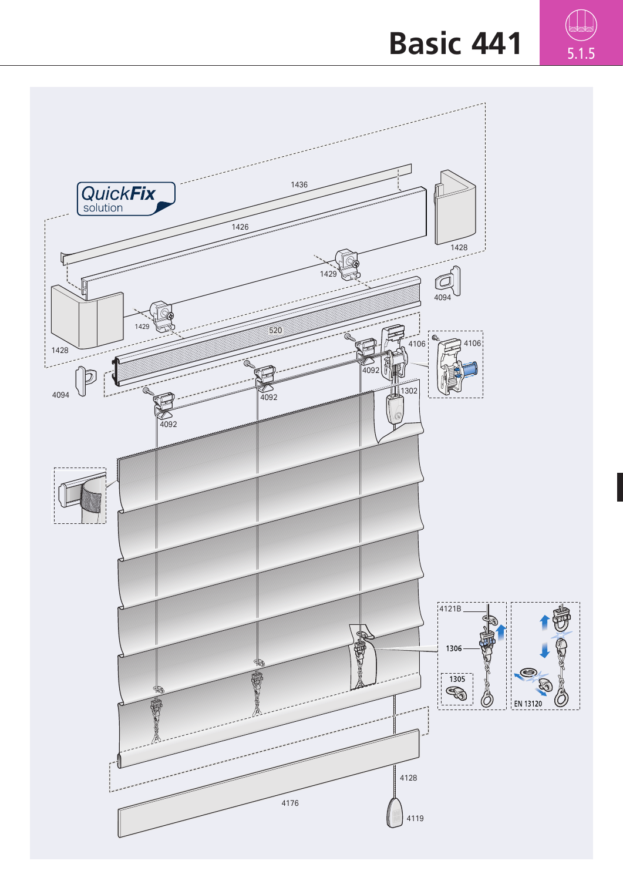# Basic 441

5.1.5

QuickFix solution

1436

1426

1428

1429

1429

1428

4094

520

4094

4106

4106

4092

4092

4092

1302

4121B

1306

1305

EN 13120

4128

4176

4119